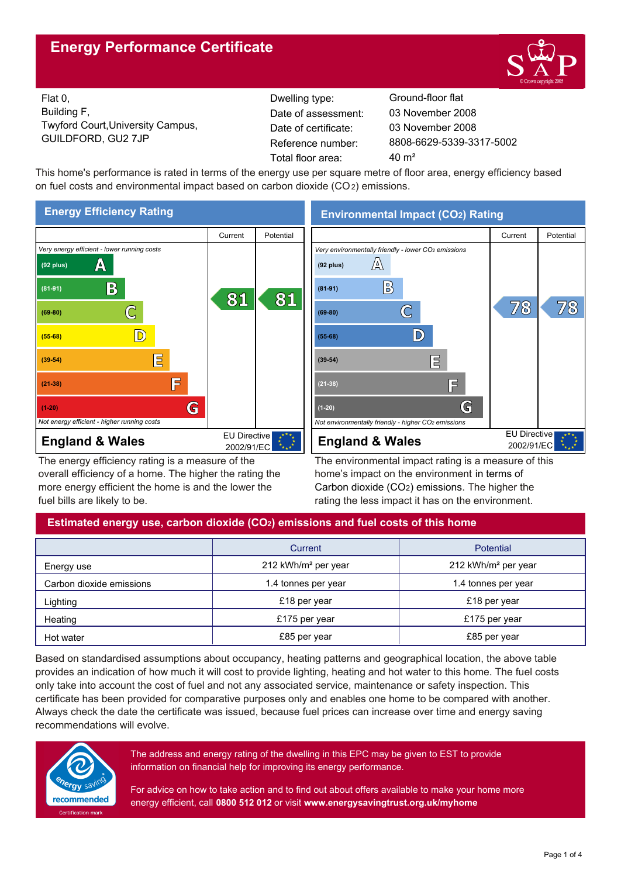# Energy Performance Certificate

Flat 0,
Building F,
Twyford Court,University Campus,
GUILDFORD, GU2 7JP

| | |
|---|---|
| Dwelling type: | Ground-floor flat |
| Date of assessment: | 03 November 2008 |
| Date of certificate: | 03 November 2008 |
| Reference number: | 8808-6629-5339-3317-5002 |
| Total floor area: | 40 m² |

This home's performance is rated in terms of the energy use per square metre of floor area, energy efficiency based on fuel costs and environmental impact based on carbon dioxide ($CO_2$) emissions.

## Energy Efficiency Rating

| | Current | Potential |
|---|---|---|
| *Very energy efficient - lower running costs* | | |
| (92 plus) A | | |
| (81-91) B | 81 | 81 |
| (69-80) C | | |
| (55-68) D | | |
| (39-54) E | | |
| (21-38) F | | |
| (1-20) G | | |
| *Not energy efficient - higher running costs* | | |

**England & Wales** — EU Directive 2002/91/EC

The energy efficiency rating is a measure of the overall efficiency of a home. The higher the rating the more energy efficient the home is and the lower the fuel bills are likely to be.

## Environmental Impact ($CO_2$) Rating

| | Current | Potential |
|---|---|---|
| *Very environmentally friendly - lower $CO_2$ emissions* | | |
| (92 plus) A | | |
| (81-91) B | | |
| (69-80) C | 78 | 78 |
| (55-68) D | | |
| (39-54) E | | |
| (21-38) F | | |
| (1-20) G | | |
| *Not environmentally friendly - higher $CO_2$ emissions* | | |

**England & Wales** — EU Directive 2002/91/EC

The environmental impact rating is a measure of this home's impact on the environment in terms of Carbon dioxide ($CO_2$) emissions. The higher the rating the less impact it has on the environment.

## Estimated energy use, carbon dioxide ($CO_2$) emissions and fuel costs of this home

| | Current | Potential |
|---|---|---|
| Energy use | 212 kWh/m² per year | 212 kWh/m² per year |
| Carbon dioxide emissions | 1.4 tonnes per year | 1.4 tonnes per year |
| Lighting | £18 per year | £18 per year |
| Heating | £175 per year | £175 per year |
| Hot water | £85 per year | £85 per year |

Based on standardised assumptions about occupancy, heating patterns and geographical location, the above table provides an indication of how much it will cost to provide lighting, heating and hot water to this home. The fuel costs only take into account the cost of fuel and not any associated service, maintenance or safety inspection. This certificate has been provided for comparative purposes only and enables one home to be compared with another. Always check the date the certificate was issued, because fuel prices can increase over time and energy saving recommendations will evolve.

energy saving recommended — Certification mark

The address and energy rating of the dwelling in this EPC may be given to EST to provide information on financial help for improving its energy performance.

For advice on how to take action and to find out about offers available to make your home more energy efficient, call **0800 512 012** or visit **www.energysavingtrust.org.uk/myhome**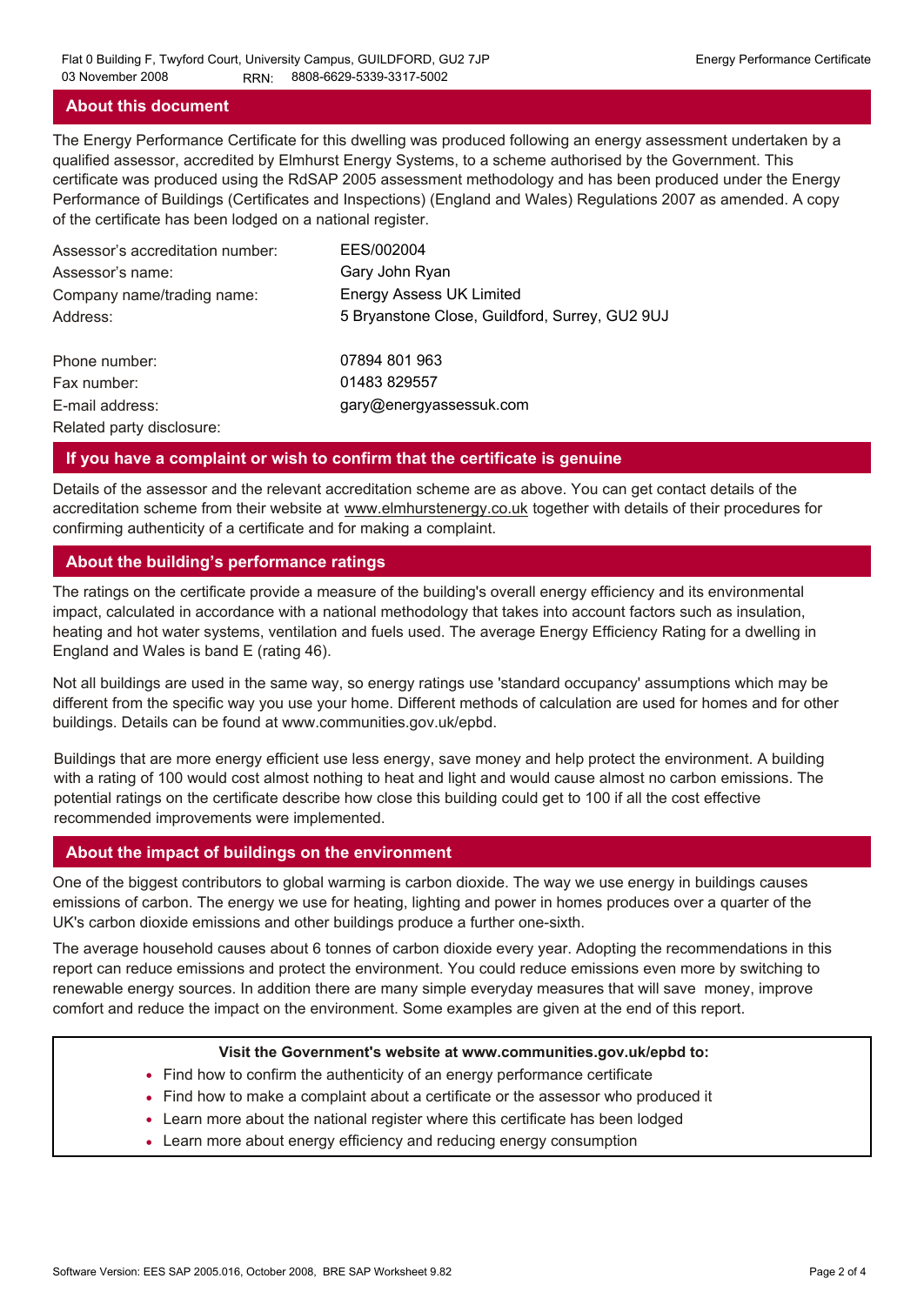## About this document

The Energy Performance Certificate for this dwelling was produced following an energy assessment undertaken by a qualified assessor, accredited by Elmhurst Energy Systems, to a scheme authorised by the Government. This certificate was produced using the RdSAP 2005 assessment methodology and has been produced under the Energy Performance of Buildings (Certificates and Inspections) (England and Wales) Regulations 2007 as amended. A copy of the certificate has been lodged on a national register.

| | |
|---|---|
| Assessor's accreditation number: | EES/002004 |
| Assessor's name: | Gary John Ryan |
| Company name/trading name: | Energy Assess UK Limited |
| Address: | 5 Bryanstone Close, Guildford, Surrey, GU2 9UJ |
| Phone number: | 07894 801 963 |
| Fax number: | 01483 829557 |
| E-mail address: | gary@energyassessuk.com |
| Related party disclosure: | |

## If you have a complaint or wish to confirm that the certificate is genuine

Details of the assessor and the relevant accreditation scheme are as above. You can get contact details of the accreditation scheme from their website at www.elmhurstenergy.co.uk together with details of their procedures for confirming authenticity of a certificate and for making a complaint.

## About the building's performance ratings

The ratings on the certificate provide a measure of the building's overall energy efficiency and its environmental impact, calculated in accordance with a national methodology that takes into account factors such as insulation, heating and hot water systems, ventilation and fuels used. The average Energy Efficiency Rating for a dwelling in England and Wales is band E (rating 46).

Not all buildings are used in the same way, so energy ratings use 'standard occupancy' assumptions which may be different from the specific way you use your home. Different methods of calculation are used for homes and for other buildings. Details can be found at www.communities.gov.uk/epbd.

Buildings that are more energy efficient use less energy, save money and help protect the environment. A building with a rating of 100 would cost almost nothing to heat and light and would cause almost no carbon emissions. The potential ratings on the certificate describe how close this building could get to 100 if all the cost effective recommended improvements were implemented.

## About the impact of buildings on the environment

One of the biggest contributors to global warming is carbon dioxide. The way we use energy in buildings causes emissions of carbon. The energy we use for heating, lighting and power in homes produces over a quarter of the UK's carbon dioxide emissions and other buildings produce a further one-sixth.

The average household causes about 6 tonnes of carbon dioxide every year. Adopting the recommendations in this report can reduce emissions and protect the environment. You could reduce emissions even more by switching to renewable energy sources. In addition there are many simple everyday measures that will save money, improve comfort and reduce the impact on the environment. Some examples are given at the end of this report.

**Visit the Government's website at www.communities.gov.uk/epbd to:**

- Find how to confirm the authenticity of an energy performance certificate
- Find how to make a complaint about a certificate or the assessor who produced it
- Learn more about the national register where this certificate has been lodged
- Learn more about energy efficiency and reducing energy consumption

Software Version: EES SAP 2005.016, October 2008, BRE SAP Worksheet 9.82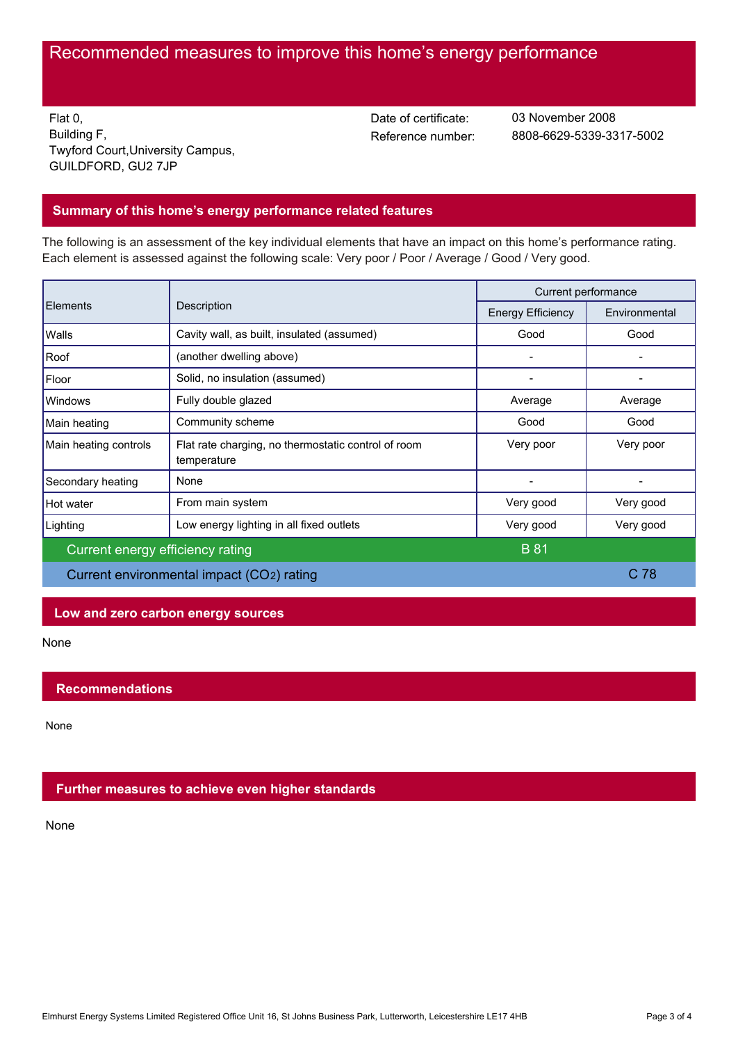# Recommended measures to improve this home's energy performance

Flat 0,
Building F,
Twyford Court,University Campus,
GUILDFORD, GU2 7JP

Date of certificate: 03 November 2008
Reference number: 8808-6629-5339-3317-5002

## Summary of this home's energy performance related features

The following is an assessment of the key individual elements that have an impact on this home's performance rating. Each element is assessed against the following scale: Very poor / Poor / Average / Good / Very good.

| Elements | Description | Current performance | |
|---|---|---|---|
| | | Energy Efficiency | Environmental |
| Walls | Cavity wall, as built, insulated (assumed) | Good | Good |
| Roof | (another dwelling above) | - | - |
| Floor | Solid, no insulation (assumed) | - | - |
| Windows | Fully double glazed | Average | Average |
| Main heating | Community scheme | Good | Good |
| Main heating controls | Flat rate charging, no thermostatic control of room temperature | Very poor | Very poor |
| Secondary heating | None | - | - |
| Hot water | From main system | Very good | Very good |
| Lighting | Low energy lighting in all fixed outlets | Very good | Very good |
| Current energy efficiency rating | | B 81 | |
| Current environmental impact ($CO_2$) rating | | | C 78 |

## Low and zero carbon energy sources

None

## Recommendations

None

## Further measures to achieve even higher standards

None

Elmhurst Energy Systems Limited Registered Office Unit 16, St Johns Business Park, Lutterworth, Leicestershire LE17 4HB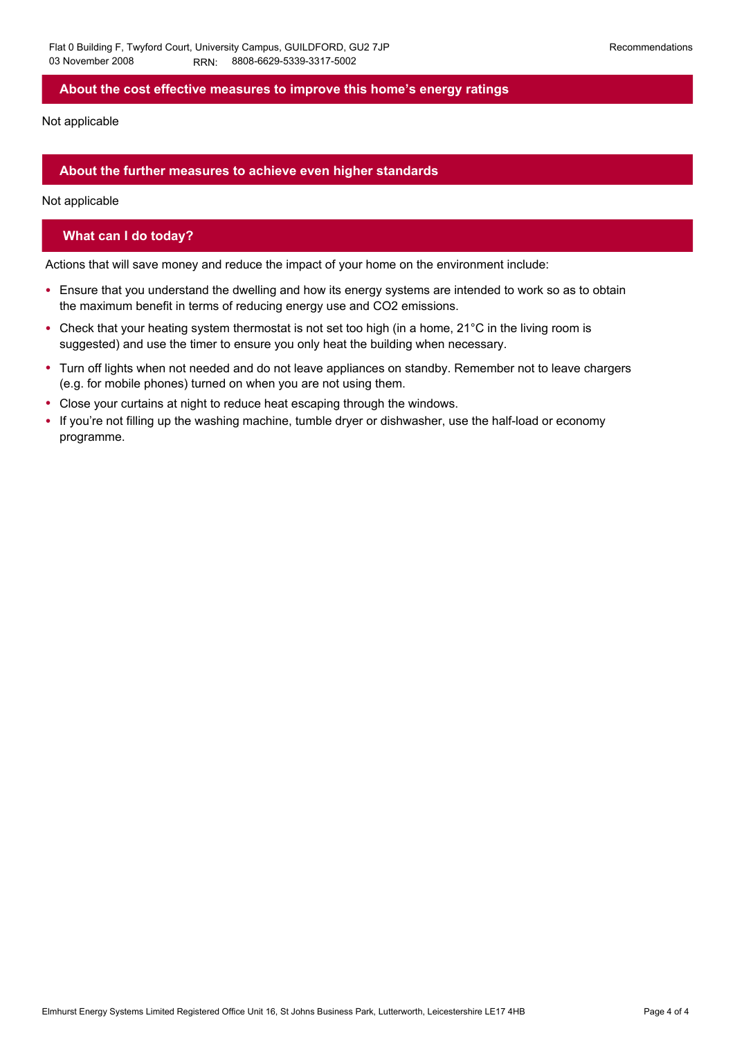## About the cost effective measures to improve this home's energy ratings

Not applicable

## About the further measures to achieve even higher standards

Not applicable

## What can I do today?

Actions that will save money and reduce the impact of your home on the environment include:

- Ensure that you understand the dwelling and how its energy systems are intended to work so as to obtain the maximum benefit in terms of reducing energy use and $CO_2$ emissions.
- Check that your heating system thermostat is not set too high (in a home, 21°C in the living room is suggested) and use the timer to ensure you only heat the building when necessary.
- Turn off lights when not needed and do not leave appliances on standby. Remember not to leave chargers (e.g. for mobile phones) turned on when you are not using them.
- Close your curtains at night to reduce heat escaping through the windows.
- If you're not filling up the washing machine, tumble dryer or dishwasher, use the half-load or economy programme.